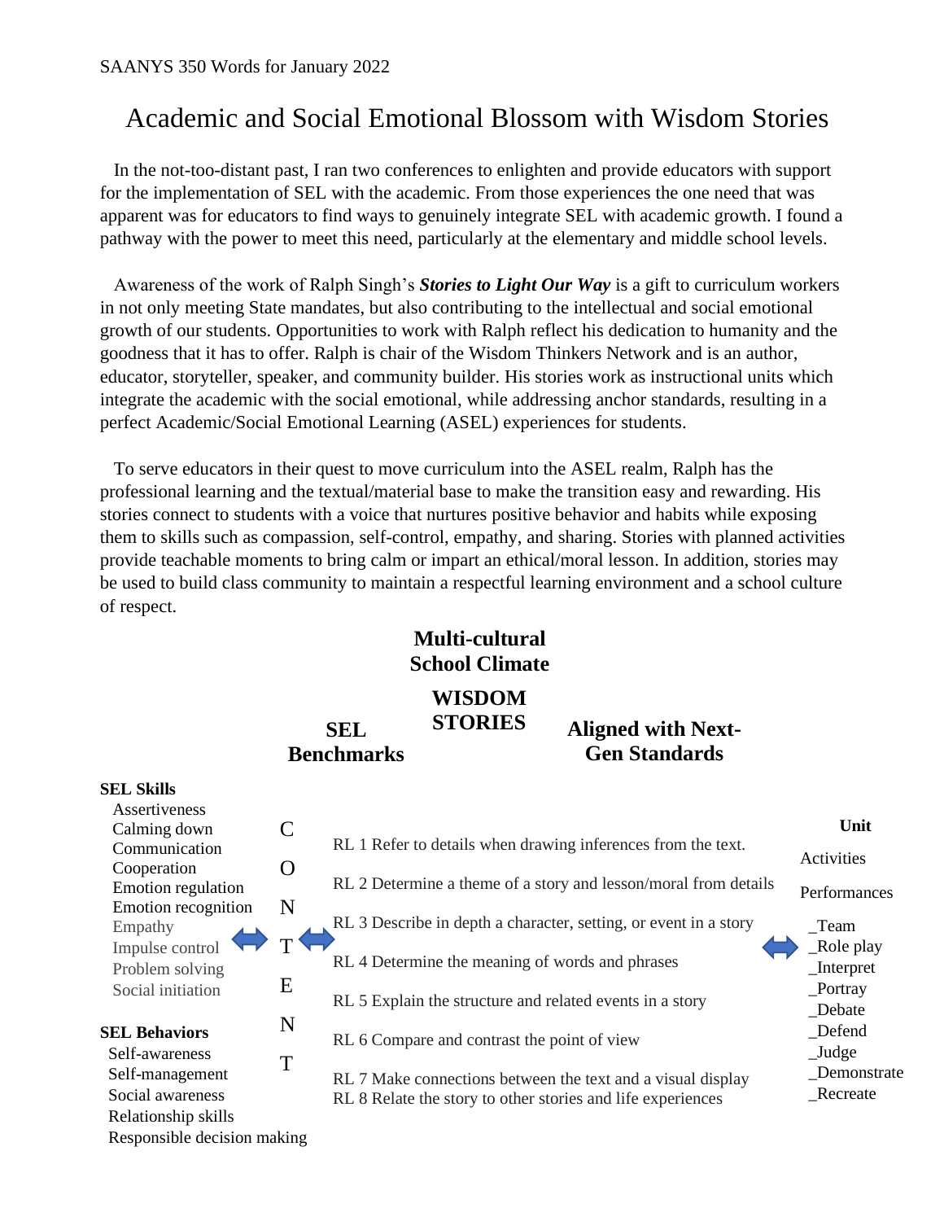SAANYS 350 Words for January 2022

# Academic and Social Emotional Blossom with Wisdom Stories

In the not-too-distant past, I ran two conferences to enlighten and provide educators with support for the implementation of SEL with the academic. From those experiences the one need that was apparent was for educators to find ways to genuinely integrate SEL with academic growth. I found a pathway with the power to meet this need, particularly at the elementary and middle school levels.

Awareness of the work of Ralph Singh's ***Stories to Light Our Way*** is a gift to curriculum workers in not only meeting State mandates, but also contributing to the intellectual and social emotional growth of our students. Opportunities to work with Ralph reflect his dedication to humanity and the goodness that it has to offer. Ralph is chair of the Wisdom Thinkers Network and is an author, educator, storyteller, speaker, and community builder. His stories work as instructional units which integrate the academic with the social emotional, while addressing anchor standards, resulting in a perfect Academic/Social Emotional Learning (ASEL) experiences for students.

To serve educators in their quest to move curriculum into the ASEL realm, Ralph has the professional learning and the textual/material base to make the transition easy and rewarding. His stories connect to students with a voice that nurtures positive behavior and habits while exposing them to skills such as compassion, self-control, empathy, and sharing. Stories with planned activities provide teachable moments to bring calm or impart an ethical/moral lesson. In addition, stories may be used to build class community to maintain a respectful learning environment and a school culture of respect.

**Multi-cultural School Climate**

**WISDOM STORIES**

**SEL Benchmarks** | **Aligned with Next-Gen Standards**

**SEL Skills**
- Assertiveness
- Calming down
- Communication
- Cooperation
- Emotion regulation
- Emotion recognition
- Empathy
- Impulse control
- Problem solving
- Social initiation

**SEL Behaviors**
- Self-awareness
- Self-management
- Social awareness
- Relationship skills
- Responsible decision making

↔ CONTENT ↔

- RL 1 Refer to details when drawing inferences from the text.
- RL 2 Determine a theme of a story and lesson/moral from details
- RL 3 Describe in depth a character, setting, or event in a story
- RL 4 Determine the meaning of words and phrases
- RL 5 Explain the structure and related events in a story
- RL 6 Compare and contrast the point of view
- RL 7 Make connections between the text and a visual display
- RL 8 Relate the story to other stories and life experiences

↔

**Unit**

Activities

Performances

_Team
_Role play
_Interpret
_Portray
_Debate
_Defend
_Judge
_Demonstrate
_Recreate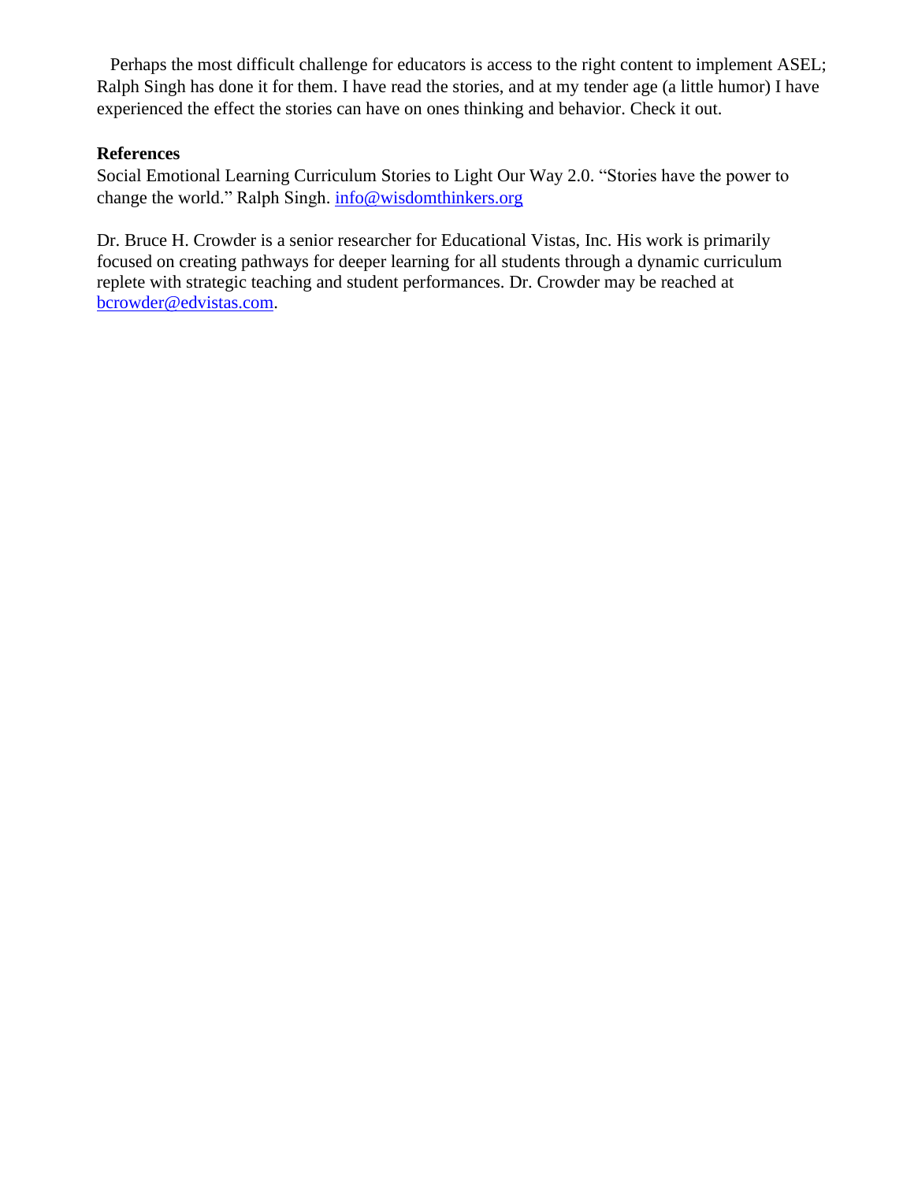Perhaps the most difficult challenge for educators is access to the right content to implement ASEL; Ralph Singh has done it for them. I have read the stories, and at my tender age (a little humor) I have experienced the effect the stories can have on ones thinking and behavior. Check it out.

**References**

Social Emotional Learning Curriculum Stories to Light Our Way 2.0. "Stories have the power to change the world." Ralph Singh. info@wisdomthinkers.org

Dr. Bruce H. Crowder is a senior researcher for Educational Vistas, Inc. His work is primarily focused on creating pathways for deeper learning for all students through a dynamic curriculum replete with strategic teaching and student performances. Dr. Crowder may be reached at bcrowder@edvistas.com.